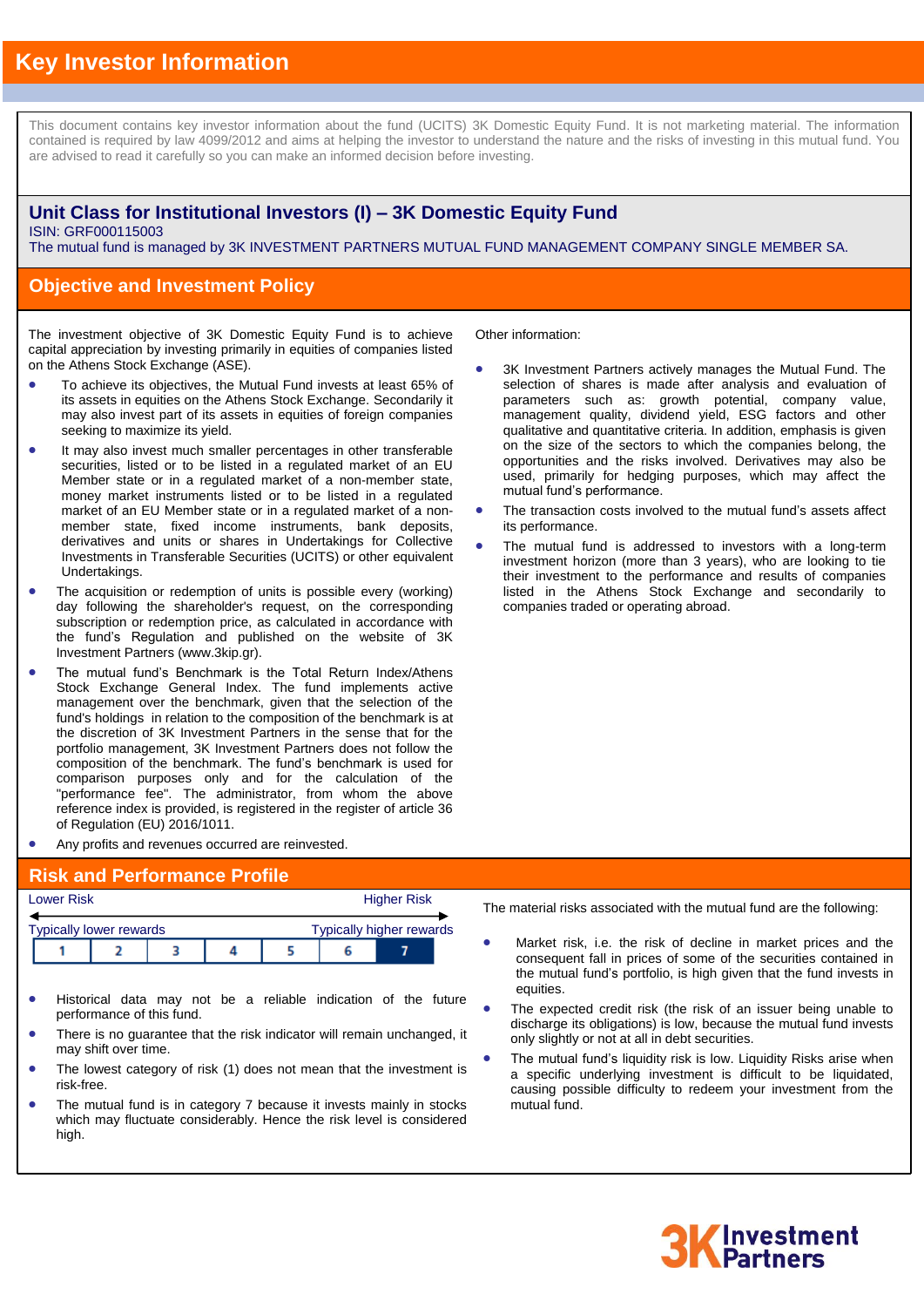# Key Investor Information

This document contains key investor information about the fund (UCITS) 3K Domestic Equity Fund. It is not marketing material. The information contained is required by law 4099/2012 and aims at helping the investor to understand the nature and the risks of investing in this mutual fund. You are advised to read it carefully so you can make an informed decision before investing.

## Unit Class for Institutional Investors (I) – 3K Domestic Equity Fund

ISIN: GRF000115003

The mutual fund is managed by 3K INVESTMENT PARTNERS MUTUAL FUND MANAGEMENT COMPANY SINGLE MEMBER SA.

## Objective and Investment Policy

The investment objective of 3K Domestic Equity Fund is to achieve capital appreciation by investing primarily in equities of companies listed on the Athens Stock Exchange (ASE).

- To achieve its objectives, the Mutual Fund invests at least 65% of its assets in equities on the Athens Stock Exchange. Secondarily it may also invest part of its assets in equities of foreign companies seeking to maximize its yield.
- It may also invest much smaller percentages in other transferable securities, listed or to be listed in a regulated market of an EU Member state or in a regulated market of a non-member state, money market instruments listed or to be listed in a regulated market of an EU Member state or in a regulated market of a non-member state, fixed income instruments, bank deposits, derivatives and units or shares in Undertakings for Collective Investments in Transferable Securities (UCITS) or other equivalent Undertakings.
- The acquisition or redemption of units is possible every (working) day following the shareholder's request, on the corresponding subscription or redemption price, as calculated in accordance with the fund's Regulation and published on the website of 3K Investment Partners (www.3kip.gr).
- The mutual fund's Benchmark is the Total Return Index/Athens Stock Exchange General Index. The fund implements active management over the benchmark, given that the selection of the fund's holdings in relation to the composition of the benchmark is at the discretion of 3K Investment Partners in the sense that for the portfolio management, 3K Investment Partners does not follow the composition of the benchmark. The fund's benchmark is used for comparison purposes only and for the calculation of the "performance fee". The administrator, from whom the above reference index is provided, is registered in the register of article 36 of Regulation (EU) 2016/1011.
- Any profits and revenues occurred are reinvested.

Other information:

- 3K Investment Partners actively manages the Mutual Fund. The selection of shares is made after analysis and evaluation of parameters such as: growth potential, company value, management quality, dividend yield, ESG factors and other qualitative and quantitative criteria. In addition, emphasis is given on the size of the sectors to which the companies belong, the opportunities and the risks involved. Derivatives may also be used, primarily for hedging purposes, which may affect the mutual fund's performance.
- The transaction costs involved to the mutual fund's assets affect its performance.
- The mutual fund is addressed to investors with a long-term investment horizon (more than 3 years), who are looking to tie their investment to the performance and results of companies listed in the Athens Stock Exchange and secondarily to companies traded or operating abroad.

## Risk and Performance Profile

Lower Risk ← → Higher Risk

Typically lower rewards — Typically higher rewards

| 1 | 2 | 3 | 4 | 5 | 6 | **7** |
|---|---|---|---|---|---|---|

- Historical data may not be a reliable indication of the future performance of this fund.
- There is no guarantee that the risk indicator will remain unchanged, it may shift over time.
- The lowest category of risk (1) does not mean that the investment is risk-free.
- The mutual fund is in category 7 because it invests mainly in stocks which may fluctuate considerably. Hence the risk level is considered high.

The material risks associated with the mutual fund are the following:

- Market risk, i.e. the risk of decline in market prices and the consequent fall in prices of some of the securities contained in the mutual fund's portfolio, is high given that the fund invests in equities.
- The expected credit risk (the risk of an issuer being unable to discharge its obligations) is low, because the mutual fund invests only slightly or not at all in debt securities.
- The mutual fund's liquidity risk is low. Liquidity Risks arise when a specific underlying investment is difficult to be liquidated, causing possible difficulty to redeem your investment from the mutual fund.

3K Investment Partners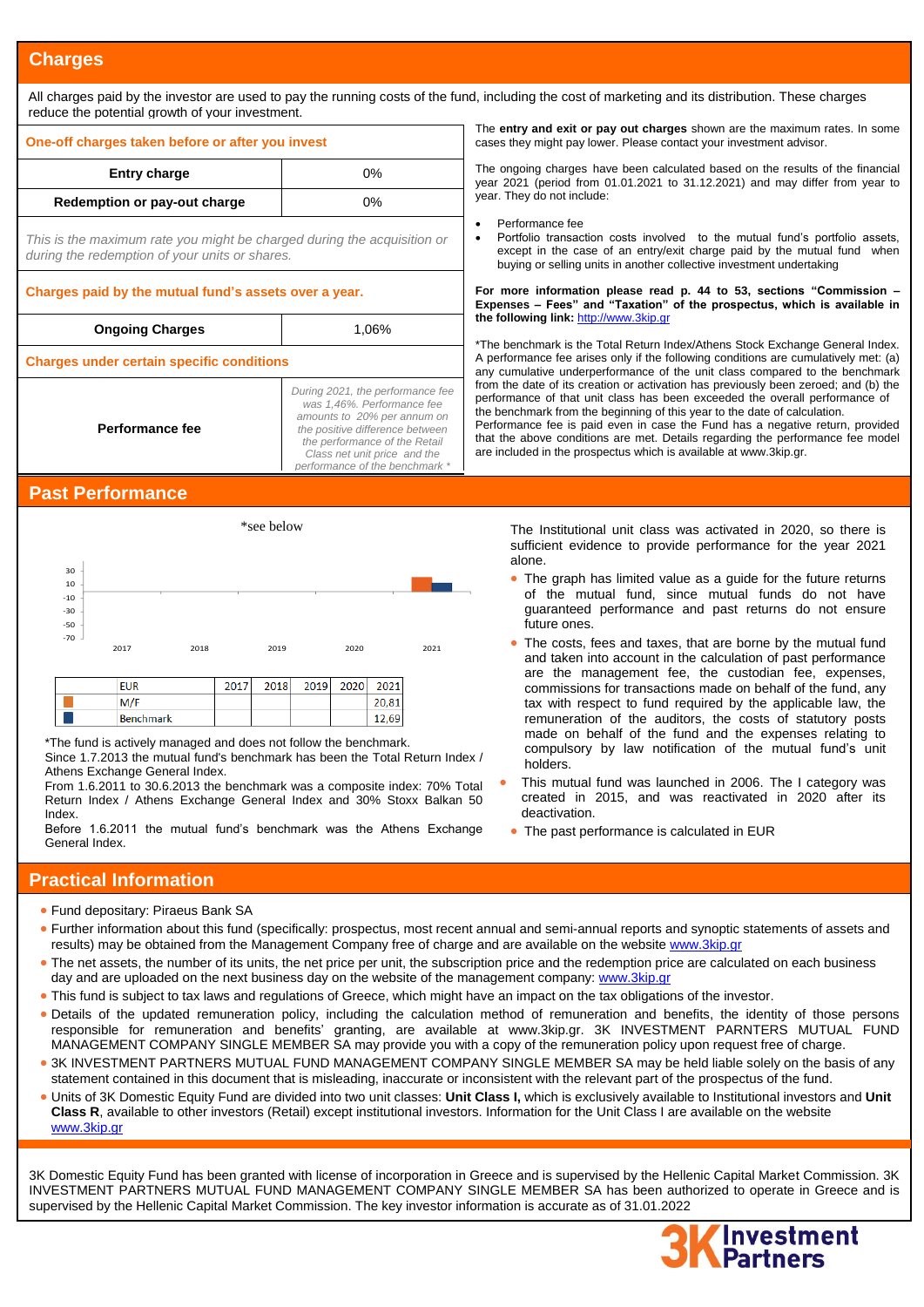## Charges

All charges paid by the investor are used to pay the running costs of the fund, including the cost of marketing and its distribution. These charges reduce the potential growth of your investment.

| One-off charges taken before or after you invest | |
|---|---|
| **Entry charge** | 0% |
| **Redemption or pay-out charge** | 0% |
| *This is the maximum rate you might be charged during the acquisition or during the redemption of your units or shares.* | |
| **Charges paid by the mutual fund's assets over a year.** | |
| **Ongoing Charges** | 1,06% |
| **Charges under certain specific conditions** | |
| **Performance fee** | *During 2021, the performance fee was 1,46%. Performance fee amounts to 20% per annum on the positive difference between the performance of the Retail Class net unit price and the performance of the benchmark \** |

The **entry and exit or pay out charges** shown are the maximum rates. In some cases they might pay lower. Please contact your investment advisor.

The ongoing charges have been calculated based on the results of the financial year 2021 (period from 01.01.2021 to 31.12.2021) and may differ from year to year. They do not include:

- Performance fee
- Portfolio transaction costs involved to the mutual fund's portfolio assets, except in the case of an entry/exit charge paid by the mutual fund when buying or selling units in another collective investment undertaking

**For more information please read p. 44 to 53, sections "Commission – Expenses – Fees" and "Taxation" of the prospectus, which is available in the following link:** http://www.3kip.gr

\*The benchmark is the Total Return Index/Athens Stock Exchange General Index. A performance fee arises only if the following conditions are cumulatively met: (a) any cumulative underperformance of the unit class compared to the benchmark from the date of its creation or activation has previously been zeroed; and (b) the performance of that unit class has been exceeded the overall performance of the benchmark from the beginning of this year to the date of calculation. Performance fee is paid even in case the Fund has a negative return, provided that the above conditions are met. Details regarding the performance fee model are included in the prospectus which is available at www.3kip.gr.

## Past Performance

\*see below

30
10
-10
-30
-50
-70

2017 2018 2019 2020 2021

| EUR | 2017 | 2018 | 2019 | 2020 | 2021 |
|---|---|---|---|---|---|
| M/F | | | | | 20,81 |
| Benchmark | | | | | 12,69 |

\*The fund is actively managed and does not follow the benchmark.
Since 1.7.2013 the mutual fund's benchmark has been the Total Return Index / Athens Exchange General Index.
From 1.6.2011 to 30.6.2013 the benchmark was a composite index: 70% Total Return Index / Athens Exchange General Index and 30% Stoxx Balkan 50 Index.
Before 1.6.2011 the mutual fund's benchmark was the Athens Exchange General Index.

The Institutional unit class was activated in 2020, so there is sufficient evidence to provide performance for the year 2021 alone.

- The graph has limited value as a guide for the future returns of the mutual fund, since mutual funds do not have guaranteed performance and past returns do not ensure future ones.
- The costs, fees and taxes, that are borne by the mutual fund and taken into account in the calculation of past performance are the management fee, the custodian fee, expenses, commissions for transactions made on behalf of the fund, any tax with respect to fund required by the applicable law, the remuneration of the auditors, the costs of statutory posts made on behalf of the fund and the expenses relating to compulsory by law notification of the mutual fund's unit holders.
- This mutual fund was launched in 2006. The I category was created in 2015, and was reactivated in 2020 after its deactivation.
- The past performance is calculated in EUR

## Practical Information

- Fund depositary: Piraeus Bank SA
- Further information about this fund (specifically: prospectus, most recent annual and semi-annual reports and synoptic statements of assets and results) may be obtained from the Management Company free of charge and are available on the website www.3kip.gr
- The net assets, the number of its units, the net price per unit, the subscription price and the redemption price are calculated on each business day and are uploaded on the next business day on the website of the management company: www.3kip.gr
- This fund is subject to tax laws and regulations of Greece, which might have an impact on the tax obligations of the investor.
- Details of the updated remuneration policy, including the calculation method of remuneration and benefits, the identity of those persons responsible for remuneration and benefits' granting, are available at www.3kip.gr. 3K INVESTMENT PARNTERS MUTUAL FUND MANAGEMENT COMPANY SINGLE MEMBER SA may provide you with a copy of the remuneration policy upon request free of charge.
- 3K INVESTMENT PARTNERS MUTUAL FUND MANAGEMENT COMPANY SINGLE MEMBER SA may be held liable solely on the basis of any statement contained in this document that is misleading, inaccurate or inconsistent with the relevant part of the prospectus of the fund.
- Units of 3K Domestic Equity Fund are divided into two unit classes: **Unit Class I,** which is exclusively available to Institutional investors and **Unit Class R**, available to other investors (Retail) except institutional investors. Information for the Unit Class I are available on the website www.3kip.gr

3K Domestic Equity Fund has been granted with license of incorporation in Greece and is supervised by the Hellenic Capital Market Commission. 3K INVESTMENT PARTNERS MUTUAL FUND MANAGEMENT COMPANY SINGLE MEMBER SA has been authorized to operate in Greece and is supervised by the Hellenic Capital Market Commission. The key investor information is accurate as of 31.01.2022

3K Investment Partners